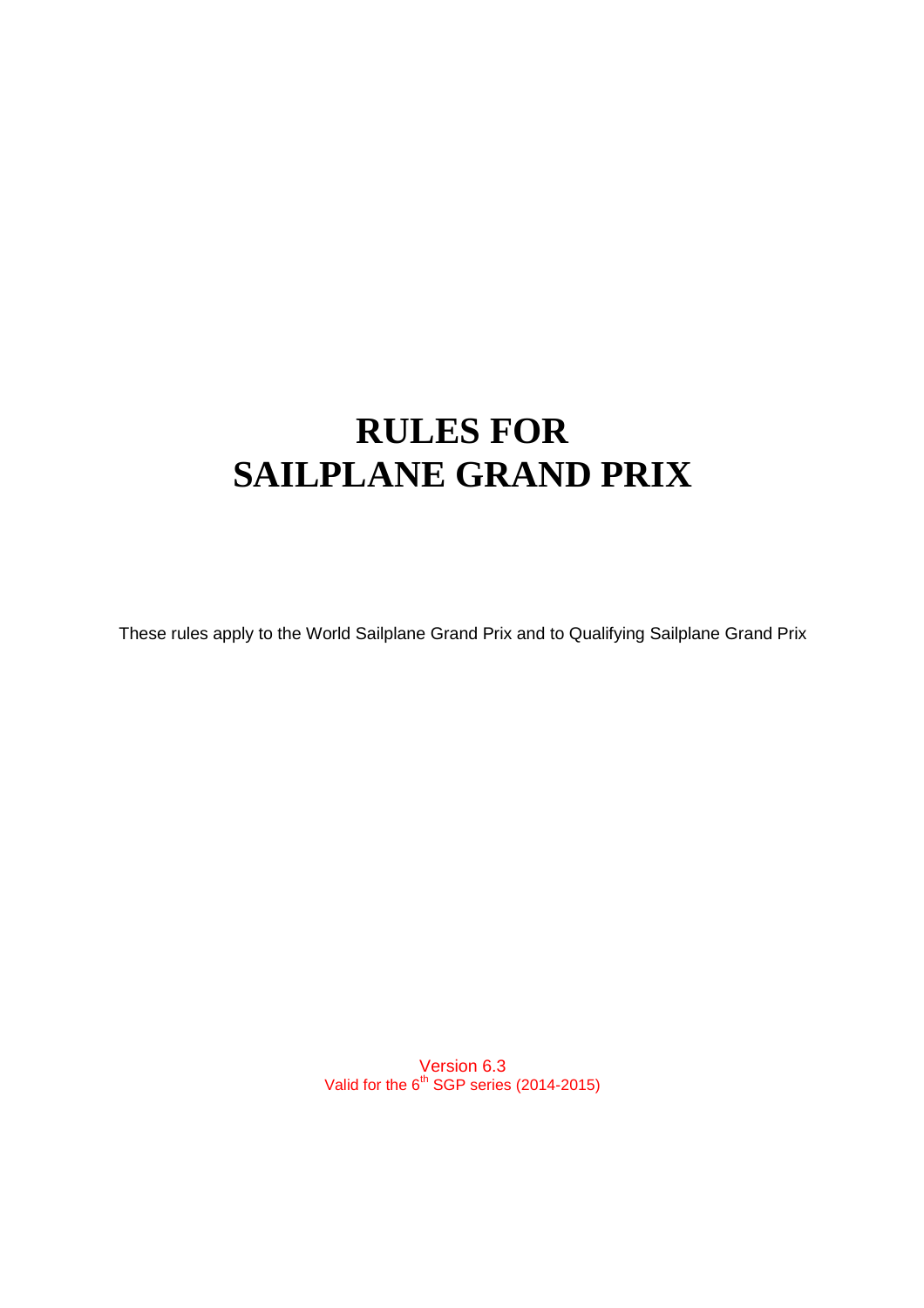# RULES FOR
# SAILPLANE GRAND PRIX

These rules apply to the World Sailplane Grand Prix and to Qualifying Sailplane Grand Prix

Version 6.3
Valid for the 6th SGP series (2014-2015)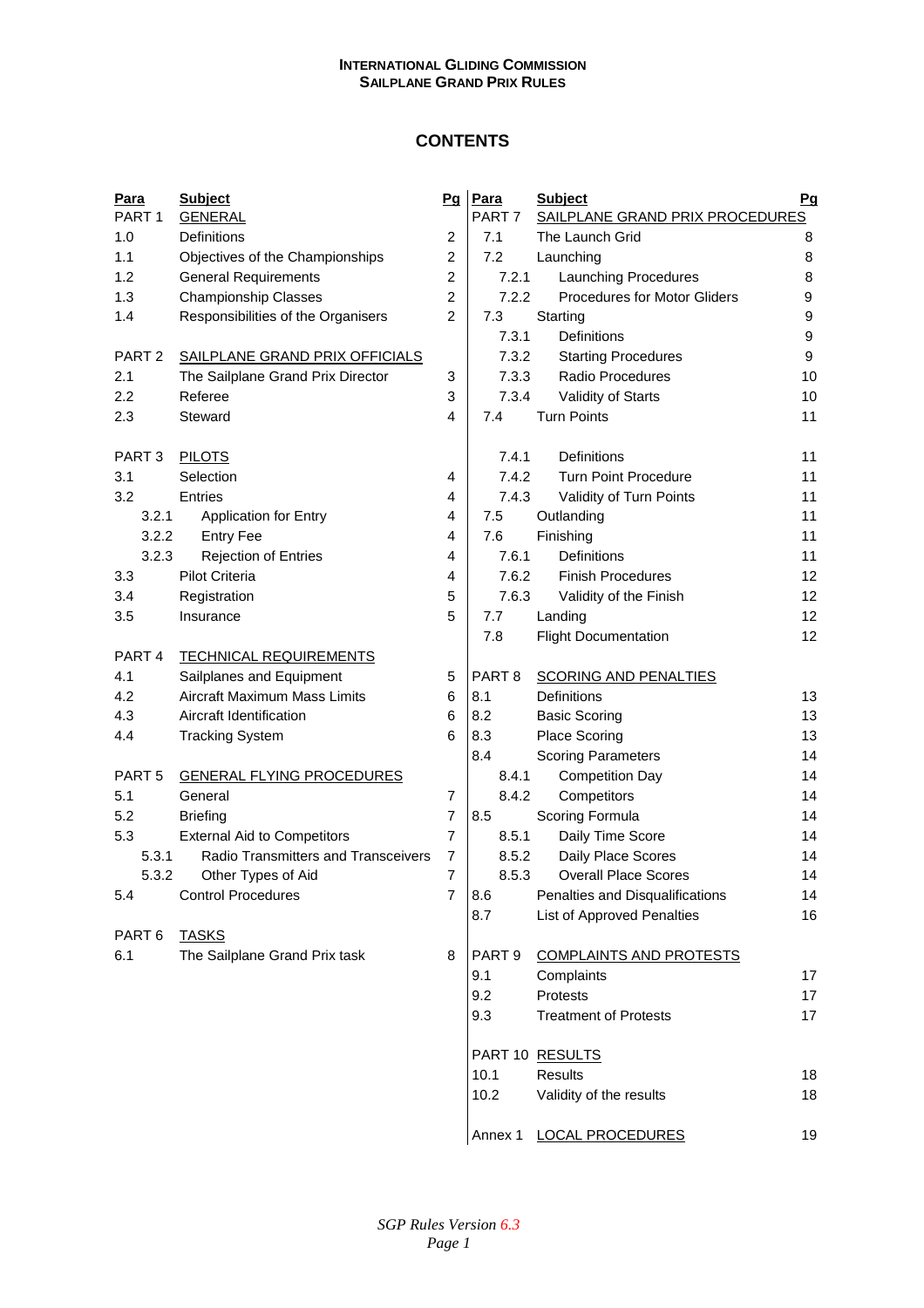**INTERNATIONAL GLIDING COMMISSION**
**SAILPLANE GRAND PRIX RULES**

# CONTENTS

| Para | Subject | Pg |
|---|---|---|
| PART 1 | GENERAL | |
| 1.0 | Definitions | 2 |
| 1.1 | Objectives of the Championships | 2 |
| 1.2 | General Requirements | 2 |
| 1.3 | Championship Classes | 2 |
| 1.4 | Responsibilities of the Organisers | 2 |
| PART 2 | SAILPLANE GRAND PRIX OFFICIALS | |
| 2.1 | The Sailplane Grand Prix Director | 3 |
| 2.2 | Referee | 3 |
| 2.3 | Steward | 4 |
| PART 3 | PILOTS | |
| 3.1 | Selection | 4 |
| 3.2 | Entries | 4 |
| 3.2.1 | Application for Entry | 4 |
| 3.2.2 | Entry Fee | 4 |
| 3.2.3 | Rejection of Entries | 4 |
| 3.3 | Pilot Criteria | 4 |
| 3.4 | Registration | 5 |
| 3.5 | Insurance | 5 |
| PART 4 | TECHNICAL REQUIREMENTS | |
| 4.1 | Sailplanes and Equipment | 5 |
| 4.2 | Aircraft Maximum Mass Limits | 6 |
| 4.3 | Aircraft Identification | 6 |
| 4.4 | Tracking System | 6 |
| PART 5 | GENERAL FLYING PROCEDURES | |
| 5.1 | General | 7 |
| 5.2 | Briefing | 7 |
| 5.3 | External Aid to Competitors | 7 |
| 5.3.1 | Radio Transmitters and Transceivers | 7 |
| 5.3.2 | Other Types of Aid | 7 |
| 5.4 | Control Procedures | 7 |
| PART 6 | TASKS | |
| 6.1 | The Sailplane Grand Prix task | 8 |
| PART 7 | SAILPLANE GRAND PRIX PROCEDURES | |
| 7.1 | The Launch Grid | 8 |
| 7.2 | Launching | 8 |
| 7.2.1 | Launching Procedures | 8 |
| 7.2.2 | Procedures for Motor Gliders | 9 |
| 7.3 | Starting | 9 |
| 7.3.1 | Definitions | 9 |
| 7.3.2 | Starting Procedures | 9 |
| 7.3.3 | Radio Procedures | 10 |
| 7.3.4 | Validity of Starts | 10 |
| 7.4 | Turn Points | 11 |
| 7.4.1 | Definitions | 11 |
| 7.4.2 | Turn Point Procedure | 11 |
| 7.4.3 | Validity of Turn Points | 11 |
| 7.5 | Outlanding | 11 |
| 7.6 | Finishing | 11 |
| 7.6.1 | Definitions | 11 |
| 7.6.2 | Finish Procedures | 12 |
| 7.6.3 | Validity of the Finish | 12 |
| 7.7 | Landing | 12 |
| 7.8 | Flight Documentation | 12 |
| PART 8 | SCORING AND PENALTIES | |
| 8.1 | Definitions | 13 |
| 8.2 | Basic Scoring | 13 |
| 8.3 | Place Scoring | 13 |
| 8.4 | Scoring Parameters | 14 |
| 8.4.1 | Competition Day | 14 |
| 8.4.2 | Competitors | 14 |
| 8.5 | Scoring Formula | 14 |
| 8.5.1 | Daily Time Score | 14 |
| 8.5.2 | Daily Place Scores | 14 |
| 8.5.3 | Overall Place Scores | 14 |
| 8.6 | Penalties and Disqualifications | 14 |
| 8.7 | List of Approved Penalties | 16 |
| PART 9 | COMPLAINTS AND PROTESTS | |
| 9.1 | Complaints | 17 |
| 9.2 | Protests | 17 |
| 9.3 | Treatment of Protests | 17 |
| PART 10 | RESULTS | |
| 10.1 | Results | 18 |
| 10.2 | Validity of the results | 18 |
| Annex 1 | LOCAL PROCEDURES | 19 |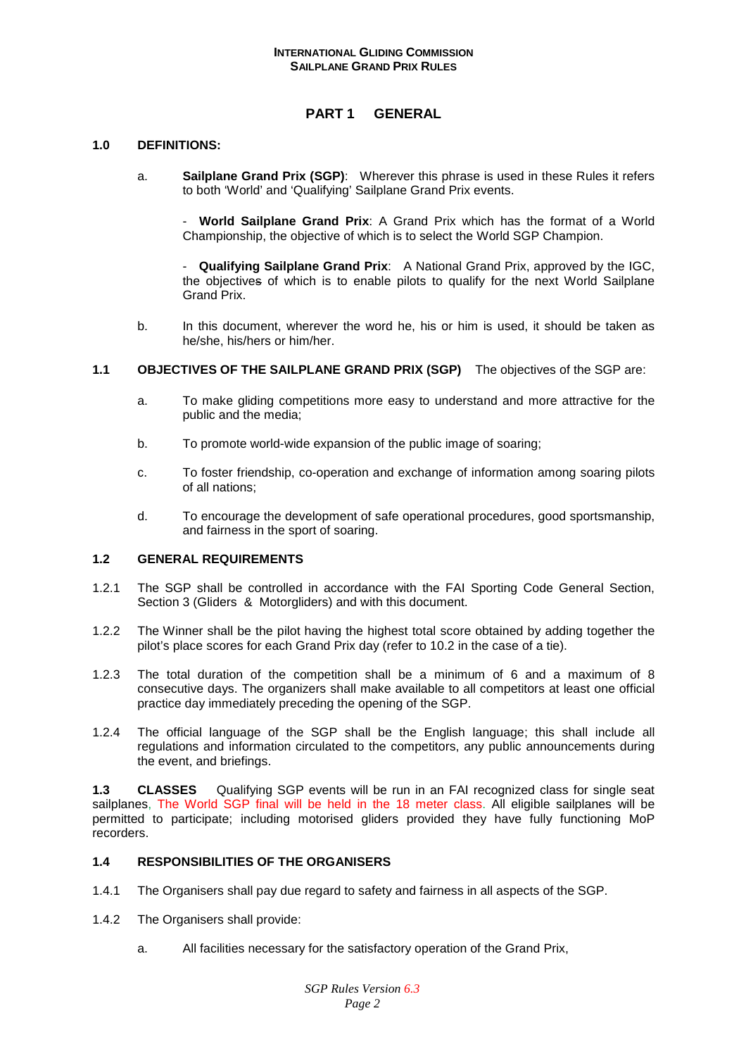# PART 1 GENERAL

## 1.0 DEFINITIONS:

a. **Sailplane Grand Prix (SGP)**: Wherever this phrase is used in these Rules it refers to both 'World' and 'Qualifying' Sailplane Grand Prix events.

- **World Sailplane Grand Prix**: A Grand Prix which has the format of a World Championship, the objective of which is to select the World SGP Champion.

- **Qualifying Sailplane Grand Prix**: A National Grand Prix, approved by the IGC, the objectives of which is to enable pilots to qualify for the next World Sailplane Grand Prix.

b. In this document, wherever the word he, his or him is used, it should be taken as he/she, his/hers or him/her.

## 1.1 OBJECTIVES OF THE SAILPLANE GRAND PRIX (SGP)

The objectives of the SGP are:

a. To make gliding competitions more easy to understand and more attractive for the public and the media;

b. To promote world-wide expansion of the public image of soaring;

c. To foster friendship, co-operation and exchange of information among soaring pilots of all nations;

d. To encourage the development of safe operational procedures, good sportsmanship, and fairness in the sport of soaring.

## 1.2 GENERAL REQUIREMENTS

1.2.1 The SGP shall be controlled in accordance with the FAI Sporting Code General Section, Section 3 (Gliders & Motorgliders) and with this document.

1.2.2 The Winner shall be the pilot having the highest total score obtained by adding together the pilot's place scores for each Grand Prix day (refer to 10.2 in the case of a tie).

1.2.3 The total duration of the competition shall be a minimum of 6 and a maximum of 8 consecutive days. The organizers shall make available to all competitors at least one official practice day immediately preceding the opening of the SGP.

1.2.4 The official language of the SGP shall be the English language; this shall include all regulations and information circulated to the competitors, any public announcements during the event, and briefings.

**1.3 CLASSES** Qualifying SGP events will be run in an FAI recognized class for single seat sailplanes, The World SGP final will be held in the 18 meter class. All eligible sailplanes will be permitted to participate; including motorised gliders provided they have fully functioning MoP recorders.

## 1.4 RESPONSIBILITIES OF THE ORGANISERS

1.4.1 The Organisers shall pay due regard to safety and fairness in all aspects of the SGP.

1.4.2 The Organisers shall provide:

a. All facilities necessary for the satisfactory operation of the Grand Prix,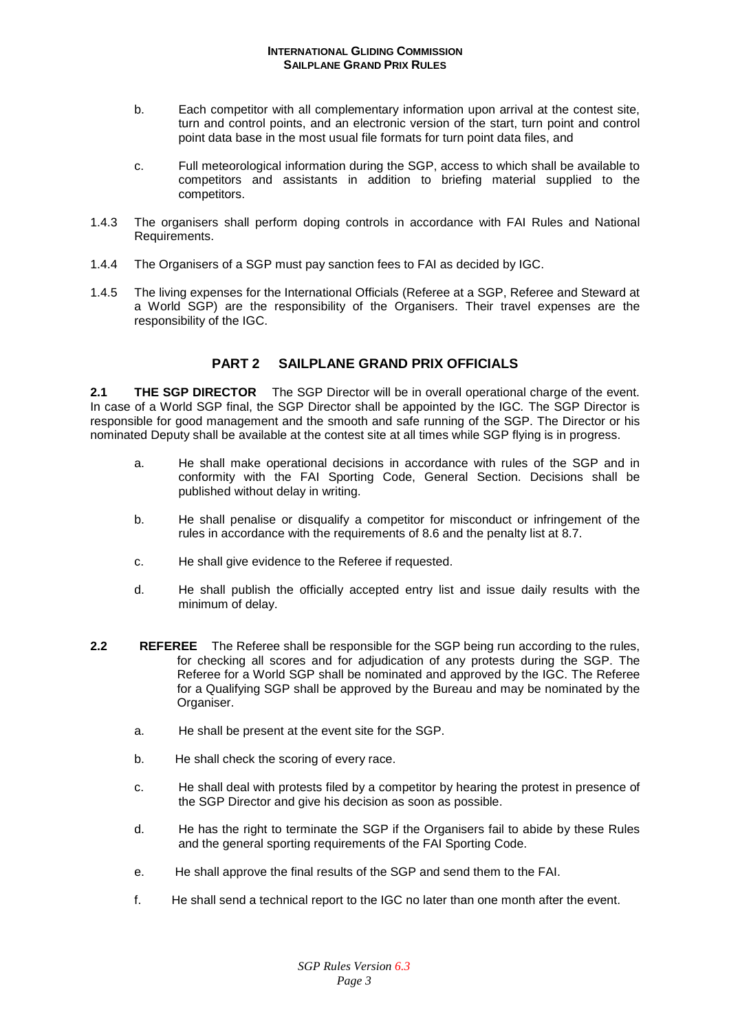b. Each competitor with all complementary information upon arrival at the contest site, turn and control points, and an electronic version of the start, turn point and control point data base in the most usual file formats for turn point data files, and

c. Full meteorological information during the SGP, access to which shall be available to competitors and assistants in addition to briefing material supplied to the competitors.

1.4.3 The organisers shall perform doping controls in accordance with FAI Rules and National Requirements.

1.4.4 The Organisers of a SGP must pay sanction fees to FAI as decided by IGC.

1.4.5 The living expenses for the International Officials (Referee at a SGP, Referee and Steward at a World SGP) are the responsibility of the Organisers. Their travel expenses are the responsibility of the IGC.

## PART 2 SAILPLANE GRAND PRIX OFFICIALS

**2.1 THE SGP DIRECTOR** The SGP Director will be in overall operational charge of the event. In case of a World SGP final, the SGP Director shall be appointed by the IGC*.* The SGP Director is responsible for good management and the smooth and safe running of the SGP. The Director or his nominated Deputy shall be available at the contest site at all times while SGP flying is in progress.

a. He shall make operational decisions in accordance with rules of the SGP and in conformity with the FAI Sporting Code, General Section. Decisions shall be published without delay in writing.

b. He shall penalise or disqualify a competitor for misconduct or infringement of the rules in accordance with the requirements of 8.6 and the penalty list at 8.7.

c. He shall give evidence to the Referee if requested.

d. He shall publish the officially accepted entry list and issue daily results with the minimum of delay.

**2.2 REFEREE** The Referee shall be responsible for the SGP being run according to the rules, for checking all scores and for adjudication of any protests during the SGP. The Referee for a World SGP shall be nominated and approved by the IGC. The Referee for a Qualifying SGP shall be approved by the Bureau and may be nominated by the Organiser.

a. He shall be present at the event site for the SGP.

b. He shall check the scoring of every race.

c. He shall deal with protests filed by a competitor by hearing the protest in presence of the SGP Director and give his decision as soon as possible.

d. He has the right to terminate the SGP if the Organisers fail to abide by these Rules and the general sporting requirements of the FAI Sporting Code.

e. He shall approve the final results of the SGP and send them to the FAI.

f. He shall send a technical report to the IGC no later than one month after the event.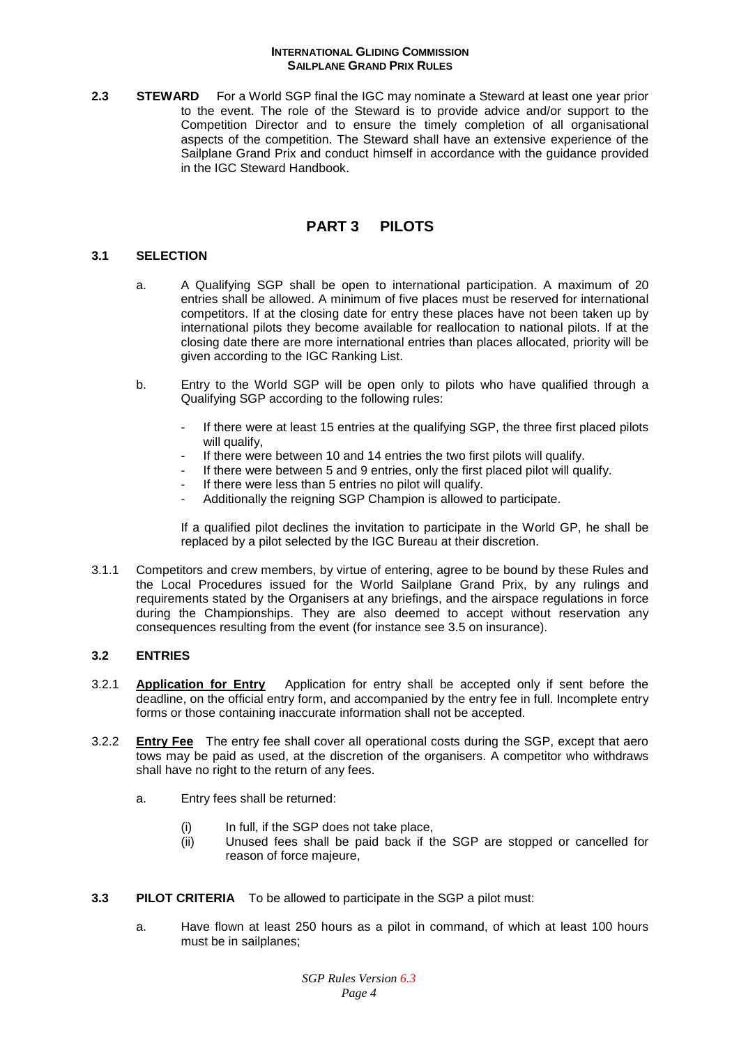**2.3 STEWARD** For a World SGP final the IGC may nominate a Steward at least one year prior to the event. The role of the Steward is to provide advice and/or support to the Competition Director and to ensure the timely completion of all organisational aspects of the competition. The Steward shall have an extensive experience of the Sailplane Grand Prix and conduct himself in accordance with the guidance provided in the IGC Steward Handbook.

# PART 3 PILOTS

## 3.1 SELECTION

a. A Qualifying SGP shall be open to international participation. A maximum of 20 entries shall be allowed. A minimum of five places must be reserved for international competitors. If at the closing date for entry these places have not been taken up by international pilots they become available for reallocation to national pilots. If at the closing date there are more international entries than places allocated, priority will be given according to the IGC Ranking List.

b. Entry to the World SGP will be open only to pilots who have qualified through a Qualifying SGP according to the following rules:

- If there were at least 15 entries at the qualifying SGP, the three first placed pilots will qualify,
- If there were between 10 and 14 entries the two first pilots will qualify.
- If there were between 5 and 9 entries, only the first placed pilot will qualify.
- If there were less than 5 entries no pilot will qualify.
- Additionally the reigning SGP Champion is allowed to participate.

If a qualified pilot declines the invitation to participate in the World GP, he shall be replaced by a pilot selected by the IGC Bureau at their discretion.

3.1.1 Competitors and crew members, by virtue of entering, agree to be bound by these Rules and the Local Procedures issued for the World Sailplane Grand Prix, by any rulings and requirements stated by the Organisers at any briefings, and the airspace regulations in force during the Championships. They are also deemed to accept without reservation any consequences resulting from the event (for instance see 3.5 on insurance).

## 3.2 ENTRIES

3.2.1 **Application for Entry** Application for entry shall be accepted only if sent before the deadline, on the official entry form, and accompanied by the entry fee in full. Incomplete entry forms or those containing inaccurate information shall not be accepted.

3.2.2 **Entry Fee** The entry fee shall cover all operational costs during the SGP, except that aero tows may be paid as used, at the discretion of the organisers. A competitor who withdraws shall have no right to the return of any fees.

a. Entry fees shall be returned:

(i) In full, if the SGP does not take place,
(ii) Unused fees shall be paid back if the SGP are stopped or cancelled for reason of force majeure,

**3.3 PILOT CRITERIA** To be allowed to participate in the SGP a pilot must:

a. Have flown at least 250 hours as a pilot in command, of which at least 100 hours must be in sailplanes;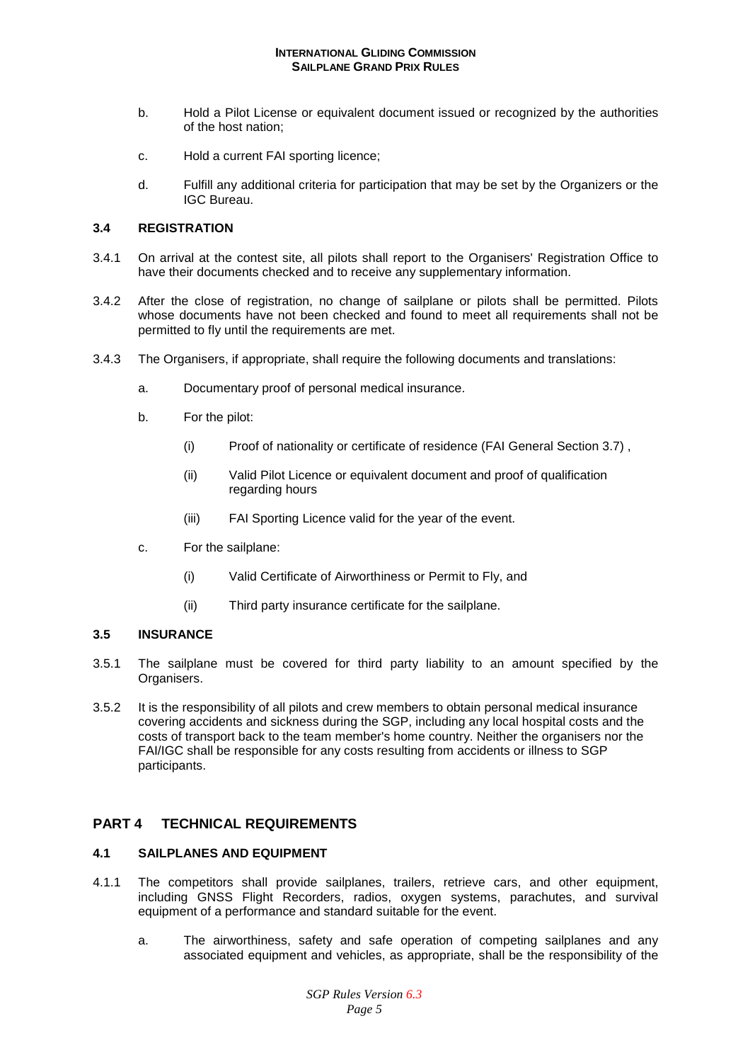b. Hold a Pilot License or equivalent document issued or recognized by the authorities of the host nation;

c. Hold a current FAI sporting licence;

d. Fulfill any additional criteria for participation that may be set by the Organizers or the IGC Bureau.

### 3.4 REGISTRATION

3.4.1 On arrival at the contest site, all pilots shall report to the Organisers' Registration Office to have their documents checked and to receive any supplementary information.

3.4.2 After the close of registration, no change of sailplane or pilots shall be permitted. Pilots whose documents have not been checked and found to meet all requirements shall not be permitted to fly until the requirements are met.

3.4.3 The Organisers, if appropriate, shall require the following documents and translations:

a. Documentary proof of personal medical insurance.

b. For the pilot:

(i) Proof of nationality or certificate of residence (FAI General Section 3.7) ,

(ii) Valid Pilot Licence or equivalent document and proof of qualification regarding hours

(iii) FAI Sporting Licence valid for the year of the event.

c. For the sailplane:

(i) Valid Certificate of Airworthiness or Permit to Fly, and

(ii) Third party insurance certificate for the sailplane.

### 3.5 INSURANCE

3.5.1 The sailplane must be covered for third party liability to an amount specified by the Organisers.

3.5.2 It is the responsibility of all pilots and crew members to obtain personal medical insurance covering accidents and sickness during the SGP, including any local hospital costs and the costs of transport back to the team member's home country. Neither the organisers nor the FAI/IGC shall be responsible for any costs resulting from accidents or illness to SGP participants.

## PART 4 TECHNICAL REQUIREMENTS

### 4.1 SAILPLANES AND EQUIPMENT

4.1.1 The competitors shall provide sailplanes, trailers, retrieve cars, and other equipment, including GNSS Flight Recorders, radios, oxygen systems, parachutes, and survival equipment of a performance and standard suitable for the event.

a. The airworthiness, safety and safe operation of competing sailplanes and any associated equipment and vehicles, as appropriate, shall be the responsibility of the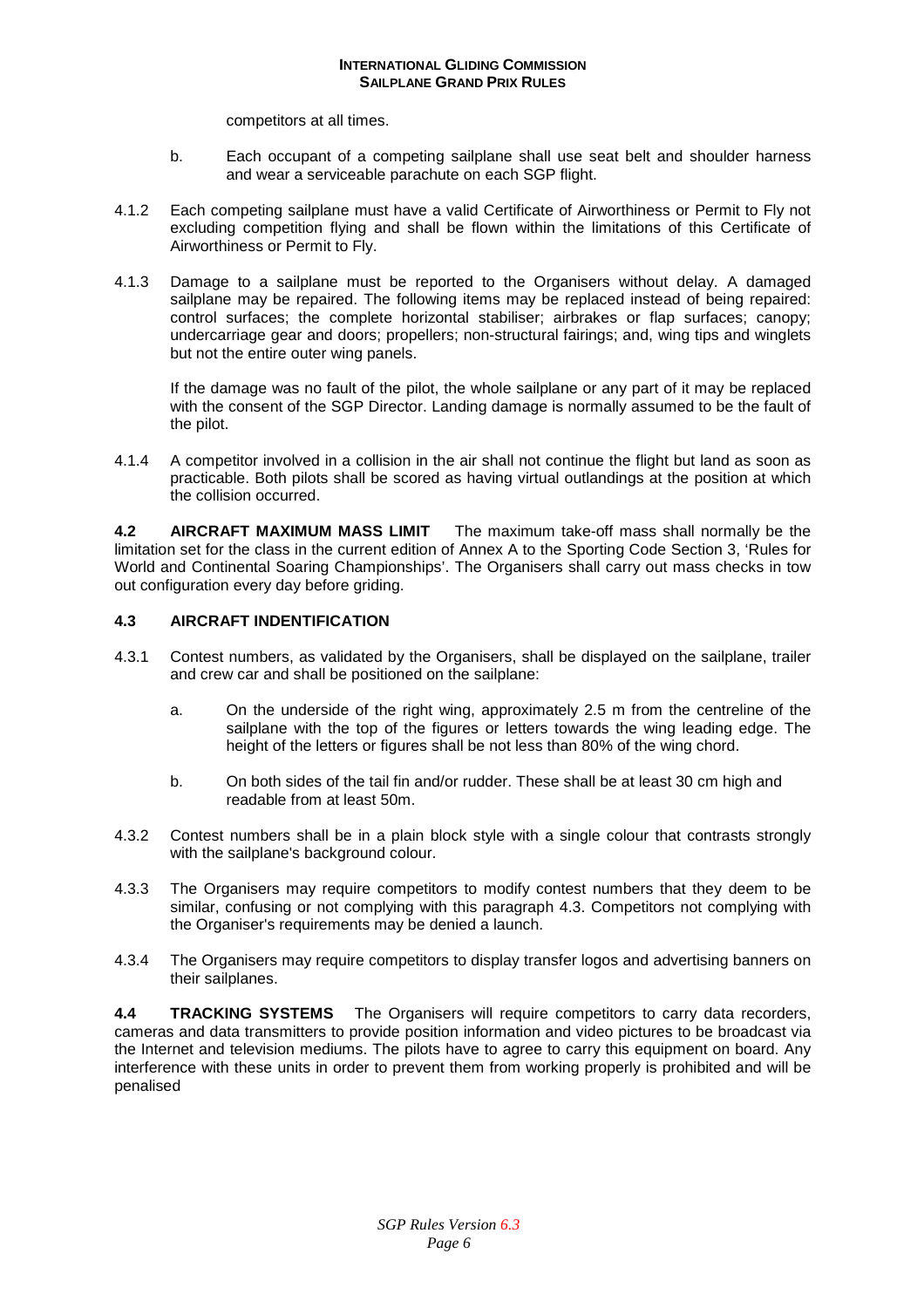competitors at all times.

b. Each occupant of a competing sailplane shall use seat belt and shoulder harness and wear a serviceable parachute on each SGP flight.

4.1.2 Each competing sailplane must have a valid Certificate of Airworthiness or Permit to Fly not excluding competition flying and shall be flown within the limitations of this Certificate of Airworthiness or Permit to Fly.

4.1.3 Damage to a sailplane must be reported to the Organisers without delay. A damaged sailplane may be repaired. The following items may be replaced instead of being repaired: control surfaces; the complete horizontal stabiliser; airbrakes or flap surfaces; canopy; undercarriage gear and doors; propellers; non-structural fairings; and, wing tips and winglets but not the entire outer wing panels.

If the damage was no fault of the pilot, the whole sailplane or any part of it may be replaced with the consent of the SGP Director. Landing damage is normally assumed to be the fault of the pilot.

4.1.4 A competitor involved in a collision in the air shall not continue the flight but land as soon as practicable. Both pilots shall be scored as having virtual outlandings at the position at which the collision occurred.

**4.2 AIRCRAFT MAXIMUM MASS LIMIT** The maximum take-off mass shall normally be the limitation set for the class in the current edition of Annex A to the Sporting Code Section 3, 'Rules for World and Continental Soaring Championships'. The Organisers shall carry out mass checks in tow out configuration every day before griding.

**4.3 AIRCRAFT INDENTIFICATION**

4.3.1 Contest numbers, as validated by the Organisers, shall be displayed on the sailplane, trailer and crew car and shall be positioned on the sailplane:

a. On the underside of the right wing, approximately 2.5 m from the centreline of the sailplane with the top of the figures or letters towards the wing leading edge. The height of the letters or figures shall be not less than 80% of the wing chord.

b. On both sides of the tail fin and/or rudder. These shall be at least 30 cm high and readable from at least 50m.

4.3.2 Contest numbers shall be in a plain block style with a single colour that contrasts strongly with the sailplane's background colour.

4.3.3 The Organisers may require competitors to modify contest numbers that they deem to be similar, confusing or not complying with this paragraph 4.3. Competitors not complying with the Organiser's requirements may be denied a launch.

4.3.4 The Organisers may require competitors to display transfer logos and advertising banners on their sailplanes.

**4.4 TRACKING SYSTEMS** The Organisers will require competitors to carry data recorders, cameras and data transmitters to provide position information and video pictures to be broadcast via the Internet and television mediums. The pilots have to agree to carry this equipment on board. Any interference with these units in order to prevent them from working properly is prohibited and will be penalised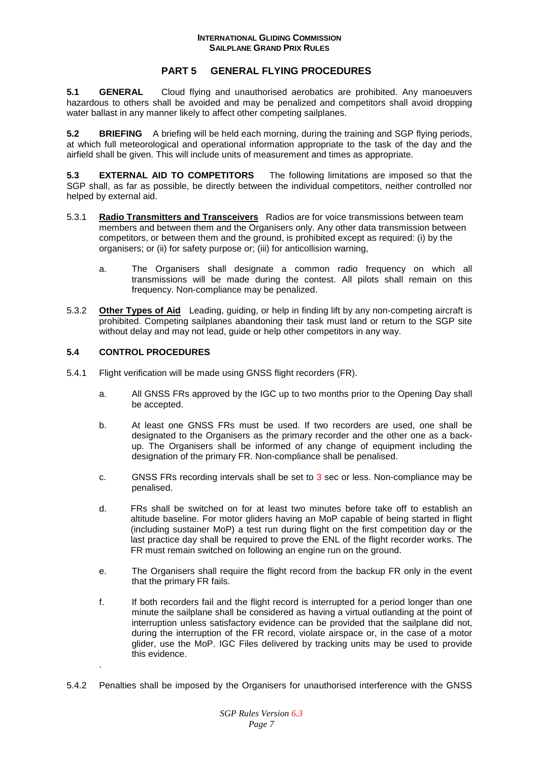## PART 5 GENERAL FLYING PROCEDURES

**5.1 GENERAL** Cloud flying and unauthorised aerobatics are prohibited. Any manoeuvers hazardous to others shall be avoided and may be penalized and competitors shall avoid dropping water ballast in any manner likely to affect other competing sailplanes.

**5.2 BRIEFING** A briefing will be held each morning, during the training and SGP flying periods, at which full meteorological and operational information appropriate to the task of the day and the airfield shall be given. This will include units of measurement and times as appropriate.

**5.3 EXTERNAL AID TO COMPETITORS** The following limitations are imposed so that the SGP shall, as far as possible, be directly between the individual competitors, neither controlled nor helped by external aid.

5.3.1 **Radio Transmitters and Transceivers** Radios are for voice transmissions between team members and between them and the Organisers only. Any other data transmission between competitors, or between them and the ground, is prohibited except as required: (i) by the organisers; or (ii) for safety purpose or; (iii) for anticollision warning,

a. The Organisers shall designate a common radio frequency on which all transmissions will be made during the contest. All pilots shall remain on this frequency. Non-compliance may be penalized.

5.3.2 **Other Types of Aid** Leading, guiding, or help in finding lift by any non-competing aircraft is prohibited. Competing sailplanes abandoning their task must land or return to the SGP site without delay and may not lead, guide or help other competitors in any way.

**5.4 CONTROL PROCEDURES**

5.4.1 Flight verification will be made using GNSS flight recorders (FR).

a. All GNSS FRs approved by the IGC up to two months prior to the Opening Day shall be accepted.

b. At least one GNSS FRs must be used. If two recorders are used, one shall be designated to the Organisers as the primary recorder and the other one as a back-up. The Organisers shall be informed of any change of equipment including the designation of the primary FR. Non-compliance shall be penalised.

c. GNSS FRs recording intervals shall be set to 3 sec or less. Non-compliance may be penalised.

d. FRs shall be switched on for at least two minutes before take off to establish an altitude baseline. For motor gliders having an MoP capable of being started in flight (including sustainer MoP) a test run during flight on the first competition day or the last practice day shall be required to prove the ENL of the flight recorder works. The FR must remain switched on following an engine run on the ground.

e. The Organisers shall require the flight record from the backup FR only in the event that the primary FR fails.

f. If both recorders fail and the flight record is interrupted for a period longer than one minute the sailplane shall be considered as having a virtual outlanding at the point of interruption unless satisfactory evidence can be provided that the sailplane did not, during the interruption of the FR record, violate airspace or, in the case of a motor glider, use the MoP. IGC Files delivered by tracking units may be used to provide this evidence.

.

5.4.2 Penalties shall be imposed by the Organisers for unauthorised interference with the GNSS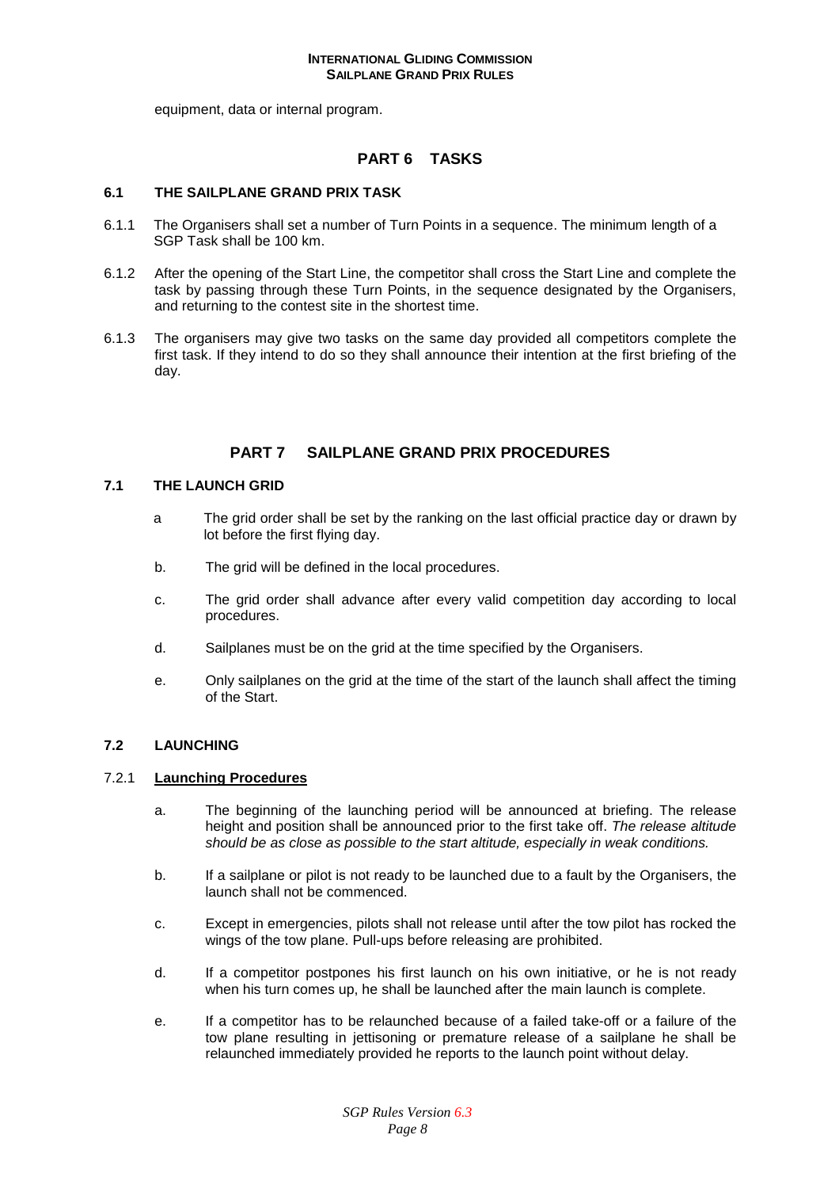equipment, data or internal program.

## PART 6 TASKS

### 6.1 THE SAILPLANE GRAND PRIX TASK

6.1.1 The Organisers shall set a number of Turn Points in a sequence. The minimum length of a SGP Task shall be 100 km.

6.1.2 After the opening of the Start Line, the competitor shall cross the Start Line and complete the task by passing through these Turn Points, in the sequence designated by the Organisers, and returning to the contest site in the shortest time.

6.1.3 The organisers may give two tasks on the same day provided all competitors complete the first task. If they intend to do so they shall announce their intention at the first briefing of the day.

## PART 7 SAILPLANE GRAND PRIX PROCEDURES

### 7.1 THE LAUNCH GRID

a The grid order shall be set by the ranking on the last official practice day or drawn by lot before the first flying day.

b. The grid will be defined in the local procedures.

c. The grid order shall advance after every valid competition day according to local procedures.

d. Sailplanes must be on the grid at the time specified by the Organisers.

e. Only sailplanes on the grid at the time of the start of the launch shall affect the timing of the Start.

### 7.2 LAUNCHING

#### 7.2.1 Launching Procedures

a. The beginning of the launching period will be announced at briefing. The release height and position shall be announced prior to the first take off. *The release altitude should be as close as possible to the start altitude, especially in weak conditions.*

b. If a sailplane or pilot is not ready to be launched due to a fault by the Organisers, the launch shall not be commenced.

c. Except in emergencies, pilots shall not release until after the tow pilot has rocked the wings of the tow plane. Pull-ups before releasing are prohibited.

d. If a competitor postpones his first launch on his own initiative, or he is not ready when his turn comes up, he shall be launched after the main launch is complete.

e. If a competitor has to be relaunched because of a failed take-off or a failure of the tow plane resulting in jettisoning or premature release of a sailplane he shall be relaunched immediately provided he reports to the launch point without delay.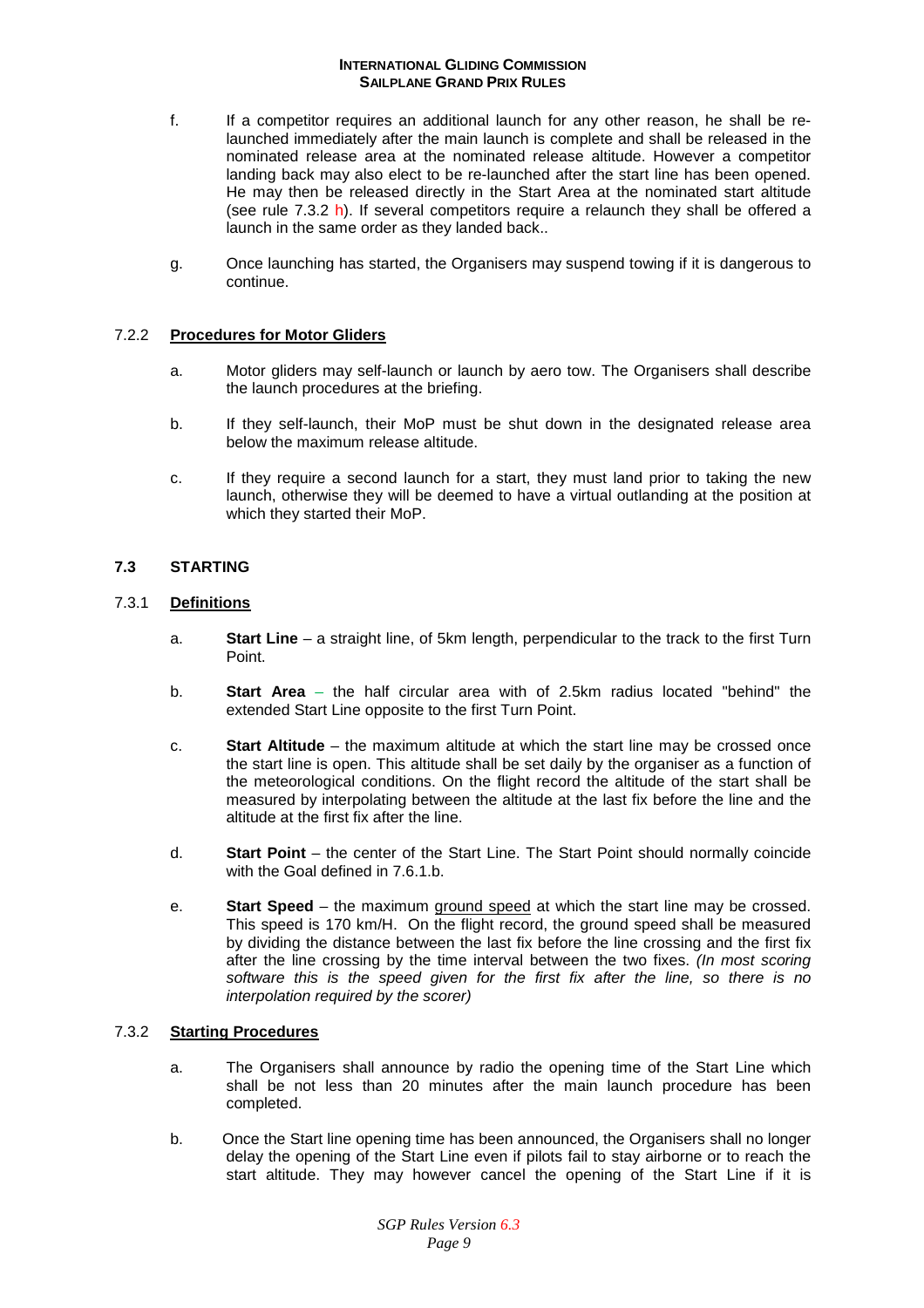f. If a competitor requires an additional launch for any other reason, he shall be re-launched immediately after the main launch is complete and shall be released in the nominated release area at the nominated release altitude. However a competitor landing back may also elect to be re-launched after the start line has been opened. He may then be released directly in the Start Area at the nominated start altitude (see rule 7.3.2 h). If several competitors require a relaunch they shall be offered a launch in the same order as they landed back..

g. Once launching has started, the Organisers may suspend towing if it is dangerous to continue.

### 7.2.2 Procedures for Motor Gliders

a. Motor gliders may self-launch or launch by aero tow. The Organisers shall describe the launch procedures at the briefing.

b. If they self-launch, their MoP must be shut down in the designated release area below the maximum release altitude.

c. If they require a second launch for a start, they must land prior to taking the new launch, otherwise they will be deemed to have a virtual outlanding at the position at which they started their MoP.

## 7.3 STARTING

### 7.3.1 Definitions

a. **Start Line** – a straight line, of 5km length, perpendicular to the track to the first Turn Point.

b. **Start Area** – the half circular area with of 2.5km radius located "behind" the extended Start Line opposite to the first Turn Point.

c. **Start Altitude** – the maximum altitude at which the start line may be crossed once the start line is open. This altitude shall be set daily by the organiser as a function of the meteorological conditions. On the flight record the altitude of the start shall be measured by interpolating between the altitude at the last fix before the line and the altitude at the first fix after the line.

d. **Start Point** – the center of the Start Line. The Start Point should normally coincide with the Goal defined in 7.6.1.b.

e. **Start Speed** – the maximum ground speed at which the start line may be crossed. This speed is 170 km/H. On the flight record, the ground speed shall be measured by dividing the distance between the last fix before the line crossing and the first fix after the line crossing by the time interval between the two fixes. *(In most scoring software this is the speed given for the first fix after the line, so there is no interpolation required by the scorer)*

### 7.3.2 Starting Procedures

a. The Organisers shall announce by radio the opening time of the Start Line which shall be not less than 20 minutes after the main launch procedure has been completed.

b. Once the Start line opening time has been announced, the Organisers shall no longer delay the opening of the Start Line even if pilots fail to stay airborne or to reach the start altitude. They may however cancel the opening of the Start Line if it is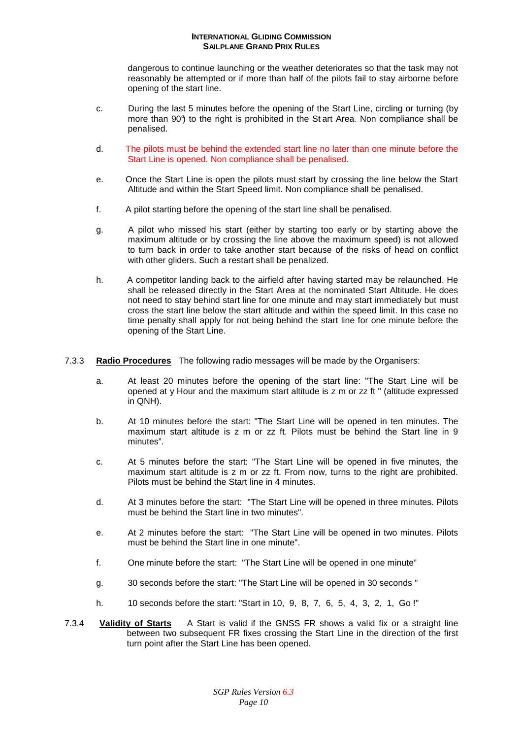dangerous to continue launching or the weather deteriorates so that the task may not reasonably be attempted or if more than half of the pilots fail to stay airborne before opening of the start line.

c. During the last 5 minutes before the opening of the Start Line, circling or turning (by more than 90°) to the right is prohibited in the Start Area. Non compliance shall be penalised.

d. The pilots must be behind the extended start line no later than one minute before the Start Line is opened. Non compliance shall be penalised.

e. Once the Start Line is open the pilots must start by crossing the line below the Start Altitude and within the Start Speed limit. Non compliance shall be penalised.

f. A pilot starting before the opening of the start line shall be penalised.

g. A pilot who missed his start (either by starting too early or by starting above the maximum altitude or by crossing the line above the maximum speed) is not allowed to turn back in order to take another start because of the risks of head on conflict with other gliders. Such a restart shall be penalized.

h. A competitor landing back to the airfield after having started may be relaunched. He shall be released directly in the Start Area at the nominated Start Altitude. He does not need to stay behind start line for one minute and may start immediately but must cross the start line below the start altitude and within the speed limit. In this case no time penalty shall apply for not being behind the start line for one minute before the opening of the Start Line.

7.3.3 **Radio Procedures** The following radio messages will be made by the Organisers:

a. At least 20 minutes before the opening of the start line: "The Start Line will be opened at y Hour and the maximum start altitude is z m or zz ft " (altitude expressed in QNH).

b. At 10 minutes before the start: "The Start Line will be opened in ten minutes. The maximum start altitude is z m or zz ft. Pilots must be behind the Start line in 9 minutes".

c. At 5 minutes before the start: "The Start Line will be opened in five minutes, the maximum start altitude is z m or zz ft. From now, turns to the right are prohibited. Pilots must be behind the Start line in 4 minutes.

d. At 3 minutes before the start: "The Start Line will be opened in three minutes. Pilots must be behind the Start line in two minutes".

e. At 2 minutes before the start: "The Start Line will be opened in two minutes. Pilots must be behind the Start line in one minute".

f. One minute before the start: "The Start Line will be opened in one minute"

g. 30 seconds before the start: "The Start Line will be opened in 30 seconds "

h. 10 seconds before the start: "Start in 10, 9, 8, 7, 6, 5, 4, 3, 2, 1, Go !"

7.3.4 **Validity of Starts** A Start is valid if the GNSS FR shows a valid fix or a straight line between two subsequent FR fixes crossing the Start Line in the direction of the first turn point after the Start Line has been opened.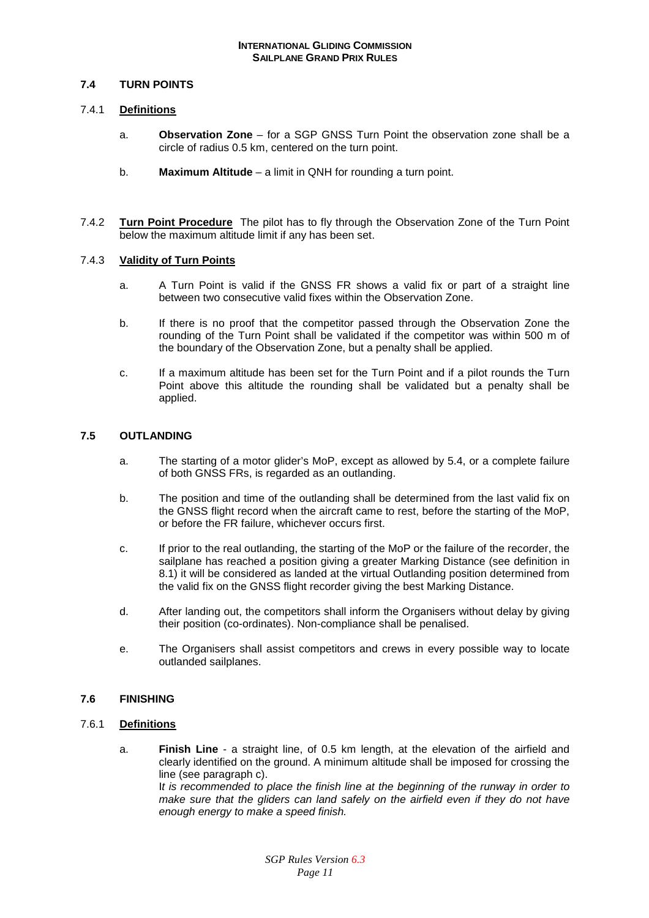### 7.4 TURN POINTS

#### 7.4.1 Definitions

a. **Observation Zone** – for a SGP GNSS Turn Point the observation zone shall be a circle of radius 0.5 km, centered on the turn point.

b. **Maximum Altitude** – a limit in QNH for rounding a turn point.

#### 7.4.2 Turn Point Procedure

The pilot has to fly through the Observation Zone of the Turn Point below the maximum altitude limit if any has been set.

#### 7.4.3 Validity of Turn Points

a. A Turn Point is valid if the GNSS FR shows a valid fix or part of a straight line between two consecutive valid fixes within the Observation Zone.

b. If there is no proof that the competitor passed through the Observation Zone the rounding of the Turn Point shall be validated if the competitor was within 500 m of the boundary of the Observation Zone, but a penalty shall be applied.

c. If a maximum altitude has been set for the Turn Point and if a pilot rounds the Turn Point above this altitude the rounding shall be validated but a penalty shall be applied.

### 7.5 OUTLANDING

a. The starting of a motor glider's MoP, except as allowed by 5.4, or a complete failure of both GNSS FRs, is regarded as an outlanding.

b. The position and time of the outlanding shall be determined from the last valid fix on the GNSS flight record when the aircraft came to rest, before the starting of the MoP, or before the FR failure, whichever occurs first.

c. If prior to the real outlanding, the starting of the MoP or the failure of the recorder, the sailplane has reached a position giving a greater Marking Distance (see definition in 8.1) it will be considered as landed at the virtual Outlanding position determined from the valid fix on the GNSS flight recorder giving the best Marking Distance.

d. After landing out, the competitors shall inform the Organisers without delay by giving their position (co-ordinates). Non-compliance shall be penalised.

e. The Organisers shall assist competitors and crews in every possible way to locate outlanded sailplanes.

### 7.6 FINISHING

#### 7.6.1 Definitions

a. **Finish Line** - a straight line, of 0.5 km length, at the elevation of the airfield and clearly identified on the ground. A minimum altitude shall be imposed for crossing the line (see paragraph c).
*It is recommended to place the finish line at the beginning of the runway in order to make sure that the gliders can land safely on the airfield even if they do not have enough energy to make a speed finish.*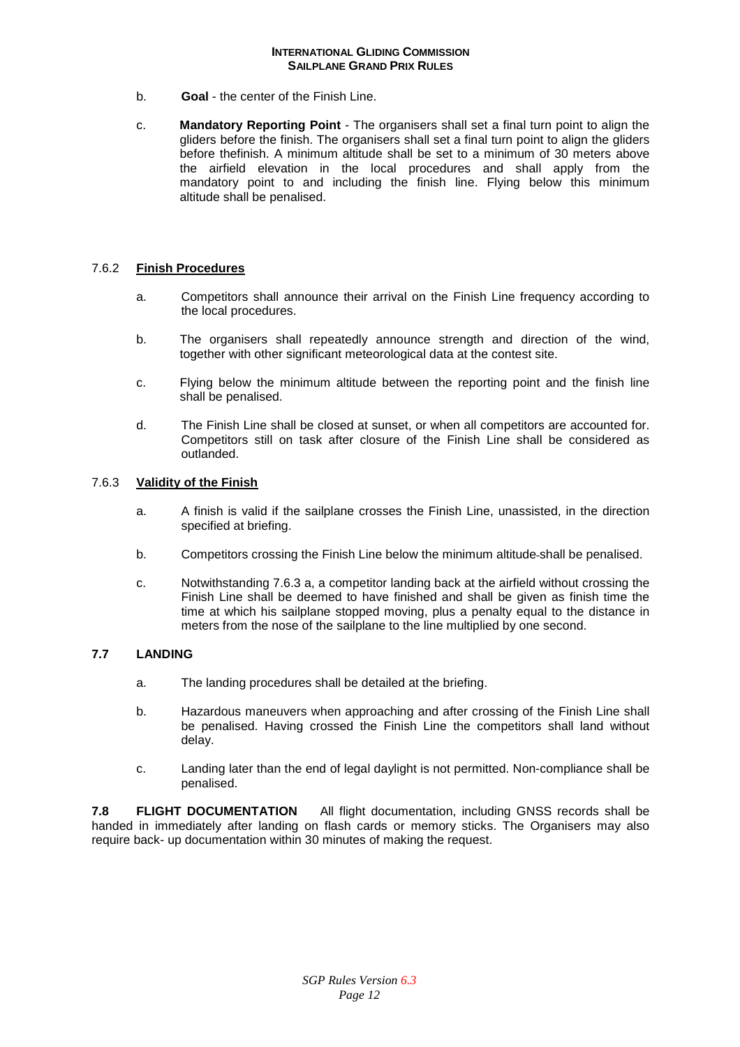b. **Goal** - the center of the Finish Line.

c. **Mandatory Reporting Point** - The organisers shall set a final turn point to align the gliders before the finish. The organisers shall set a final turn point to align the gliders before thefinish. A minimum altitude shall be set to a minimum of 30 meters above the airfield elevation in the local procedures and shall apply from the mandatory point to and including the finish line. Flying below this minimum altitude shall be penalised.

### 7.6.2 Finish Procedures

a. Competitors shall announce their arrival on the Finish Line frequency according to the local procedures.

b. The organisers shall repeatedly announce strength and direction of the wind, together with other significant meteorological data at the contest site.

c. Flying below the minimum altitude between the reporting point and the finish line shall be penalised.

d. The Finish Line shall be closed at sunset, or when all competitors are accounted for. Competitors still on task after closure of the Finish Line shall be considered as outlanded.

### 7.6.3 Validity of the Finish

a. A finish is valid if the sailplane crosses the Finish Line, unassisted, in the direction specified at briefing.

b. Competitors crossing the Finish Line below the minimum altitude shall be penalised.

c. Notwithstanding 7.6.3 a, a competitor landing back at the airfield without crossing the Finish Line shall be deemed to have finished and shall be given as finish time the time at which his sailplane stopped moving, plus a penalty equal to the distance in meters from the nose of the sailplane to the line multiplied by one second.

## 7.7 LANDING

a. The landing procedures shall be detailed at the briefing.

b. Hazardous maneuvers when approaching and after crossing of the Finish Line shall be penalised. Having crossed the Finish Line the competitors shall land without delay.

c. Landing later than the end of legal daylight is not permitted. Non-compliance shall be penalised.

**7.8 FLIGHT DOCUMENTATION** All flight documentation, including GNSS records shall be handed in immediately after landing on flash cards or memory sticks. The Organisers may also require back- up documentation within 30 minutes of making the request.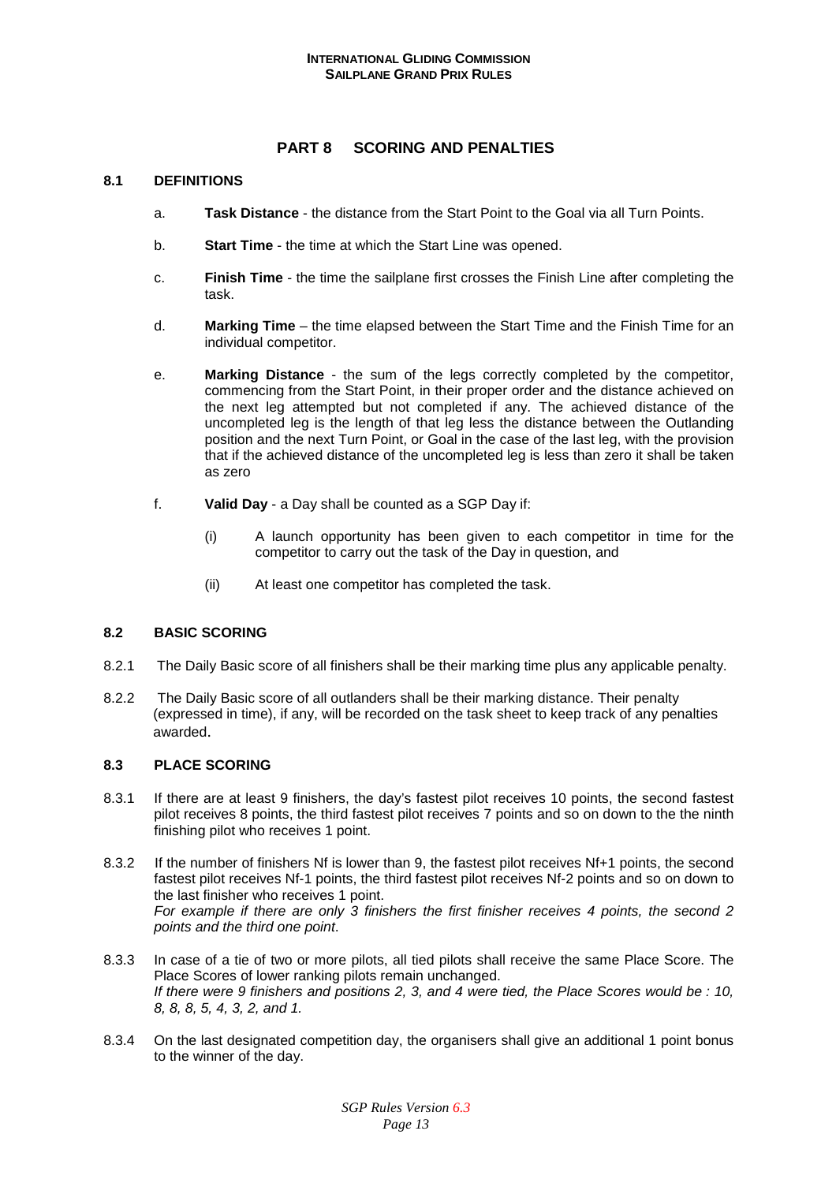## PART 8 SCORING AND PENALTIES

### 8.1 DEFINITIONS

a. **Task Distance** - the distance from the Start Point to the Goal via all Turn Points.

b. **Start Time** - the time at which the Start Line was opened.

c. **Finish Time** - the time the sailplane first crosses the Finish Line after completing the task.

d. **Marking Time** – the time elapsed between the Start Time and the Finish Time for an individual competitor.

e. **Marking Distance** - the sum of the legs correctly completed by the competitor, commencing from the Start Point, in their proper order and the distance achieved on the next leg attempted but not completed if any. The achieved distance of the uncompleted leg is the length of that leg less the distance between the Outlanding position and the next Turn Point, or Goal in the case of the last leg, with the provision that if the achieved distance of the uncompleted leg is less than zero it shall be taken as zero

f. **Valid Day** - a Day shall be counted as a SGP Day if:

(i) A launch opportunity has been given to each competitor in time for the competitor to carry out the task of the Day in question, and

(ii) At least one competitor has completed the task.

### 8.2 BASIC SCORING

8.2.1 The Daily Basic score of all finishers shall be their marking time plus any applicable penalty.

8.2.2 The Daily Basic score of all outlanders shall be their marking distance. Their penalty (expressed in time), if any, will be recorded on the task sheet to keep track of any penalties awarded.

### 8.3 PLACE SCORING

8.3.1 If there are at least 9 finishers, the day's fastest pilot receives 10 points, the second fastest pilot receives 8 points, the third fastest pilot receives 7 points and so on down to the the ninth finishing pilot who receives 1 point.

8.3.2 If the number of finishers Nf is lower than 9, the fastest pilot receives Nf+1 points, the second fastest pilot receives Nf-1 points, the third fastest pilot receives Nf-2 points and so on down to the last finisher who receives 1 point.
*For example if there are only 3 finishers the first finisher receives 4 points, the second 2 points and the third one point*.

8.3.3 In case of a tie of two or more pilots, all tied pilots shall receive the same Place Score. The Place Scores of lower ranking pilots remain unchanged.
*If there were 9 finishers and positions 2, 3, and 4 were tied, the Place Scores would be : 10, 8, 8, 8, 5, 4, 3, 2, and 1.*

8.3.4 On the last designated competition day, the organisers shall give an additional 1 point bonus to the winner of the day.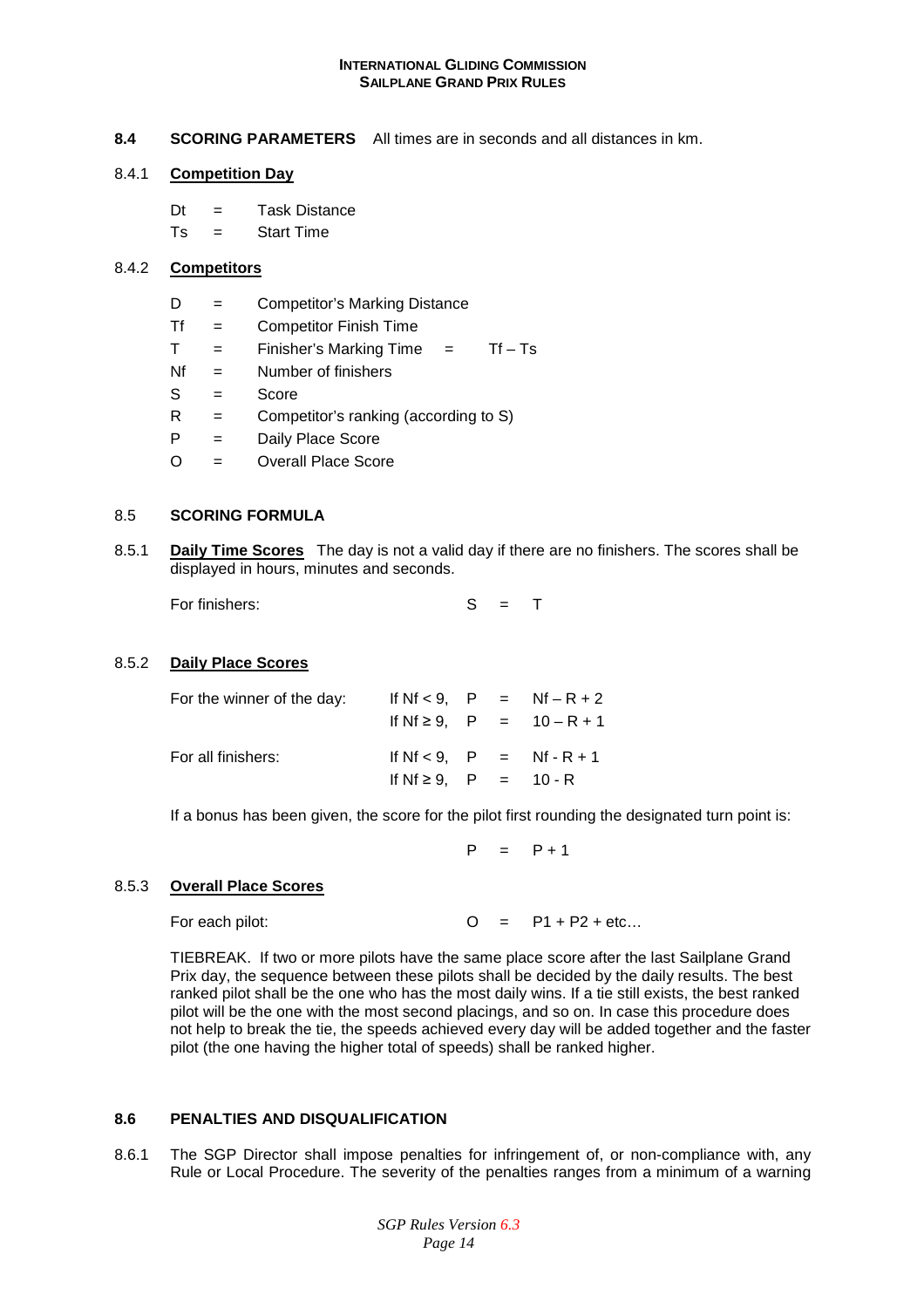## 8.4 SCORING PARAMETERS

All times are in seconds and all distances in km.

### 8.4.1 Competition Day

| | | |
|---|---|---|
| Dt | = | Task Distance |
| Ts | = | Start Time |

### 8.4.2 Competitors

| | | |
|---|---|---|
| D | = | Competitor's Marking Distance |
| Tf | = | Competitor Finish Time |
| T | = | Finisher's Marking Time = $Tf - Ts$ |
| Nf | = | Number of finishers |
| S | = | Score |
| R | = | Competitor's ranking (according to S) |
| P | = | Daily Place Score |
| O | = | Overall Place Score |

## 8.5 SCORING FORMULA

### 8.5.1 Daily Time Scores

The day is not a valid day if there are no finishers. The scores shall be displayed in hours, minutes and seconds.

For finishers: $S = T$

### 8.5.2 Daily Place Scores

For the winner of the day:

- If $Nf < 9$, $P = Nf - R + 2$
- If $Nf \geq 9$, $P = 10 - R + 1$

For all finishers:

- If $Nf < 9$, $P = Nf - R + 1$
- If $Nf \geq 9$, $P = 10 - R$

If a bonus has been given, the score for the pilot first rounding the designated turn point is:

$$P = P + 1$$

### 8.5.3 Overall Place Scores

For each pilot: $O = P1 + P2 + \text{etc…}$

TIEBREAK. If two or more pilots have the same place score after the last Sailplane Grand Prix day, the sequence between these pilots shall be decided by the daily results. The best ranked pilot shall be the one who has the most daily wins. If a tie still exists, the best ranked pilot will be the one with the most second placings, and so on. In case this procedure does not help to break the tie, the speeds achieved every day will be added together and the faster pilot (the one having the higher total of speeds) shall be ranked higher.

## 8.6 PENALTIES AND DISQUALIFICATION

8.6.1 The SGP Director shall impose penalties for infringement of, or non-compliance with, any Rule or Local Procedure. The severity of the penalties ranges from a minimum of a warning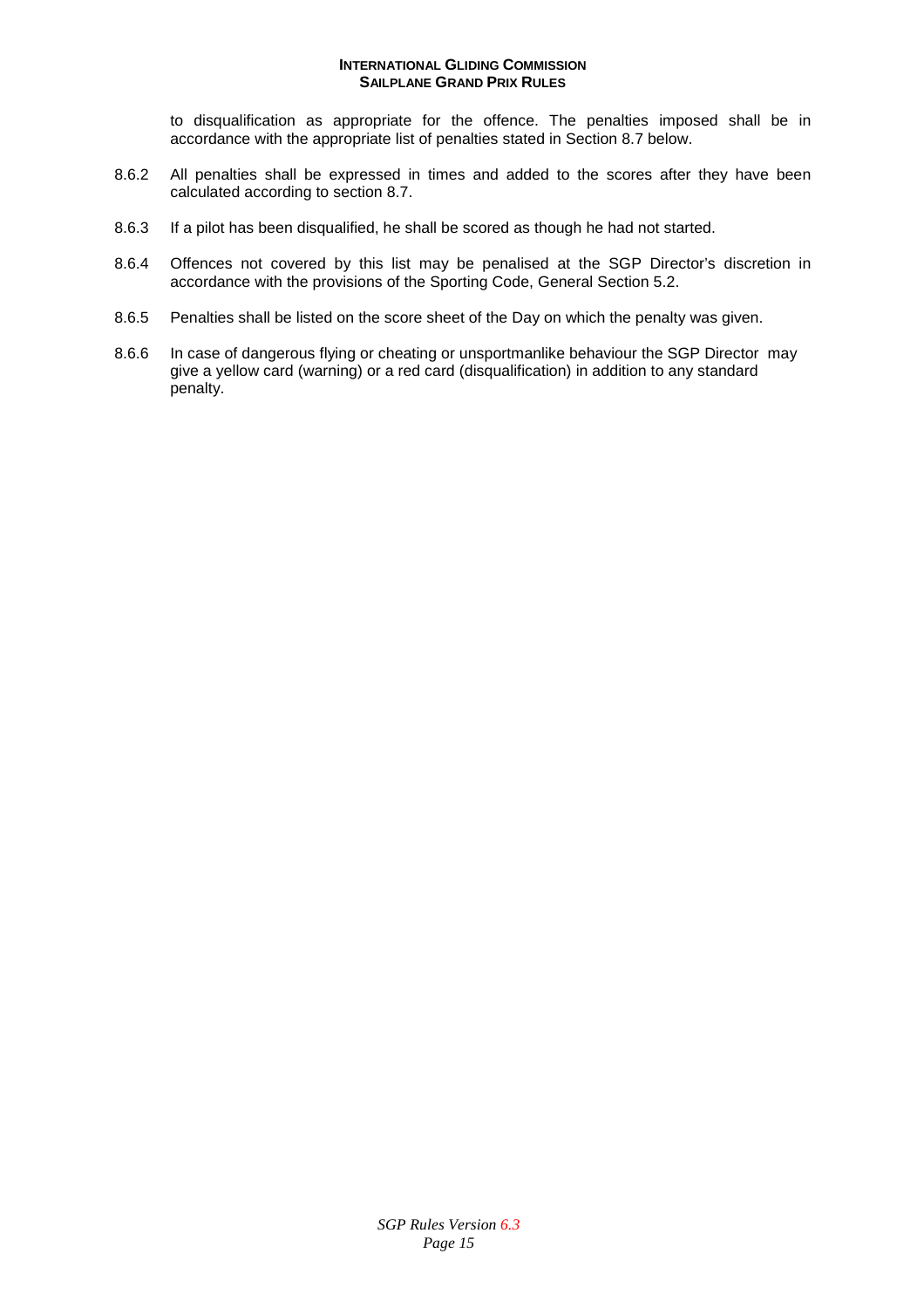to disqualification as appropriate for the offence. The penalties imposed shall be in accordance with the appropriate list of penalties stated in Section 8.7 below.

8.6.2 All penalties shall be expressed in times and added to the scores after they have been calculated according to section 8.7.

8.6.3 If a pilot has been disqualified, he shall be scored as though he had not started.

8.6.4 Offences not covered by this list may be penalised at the SGP Director's discretion in accordance with the provisions of the Sporting Code, General Section 5.2.

8.6.5 Penalties shall be listed on the score sheet of the Day on which the penalty was given.

8.6.6 In case of dangerous flying or cheating or unsportmanlike behaviour the SGP Director may give a yellow card (warning) or a red card (disqualification) in addition to any standard penalty.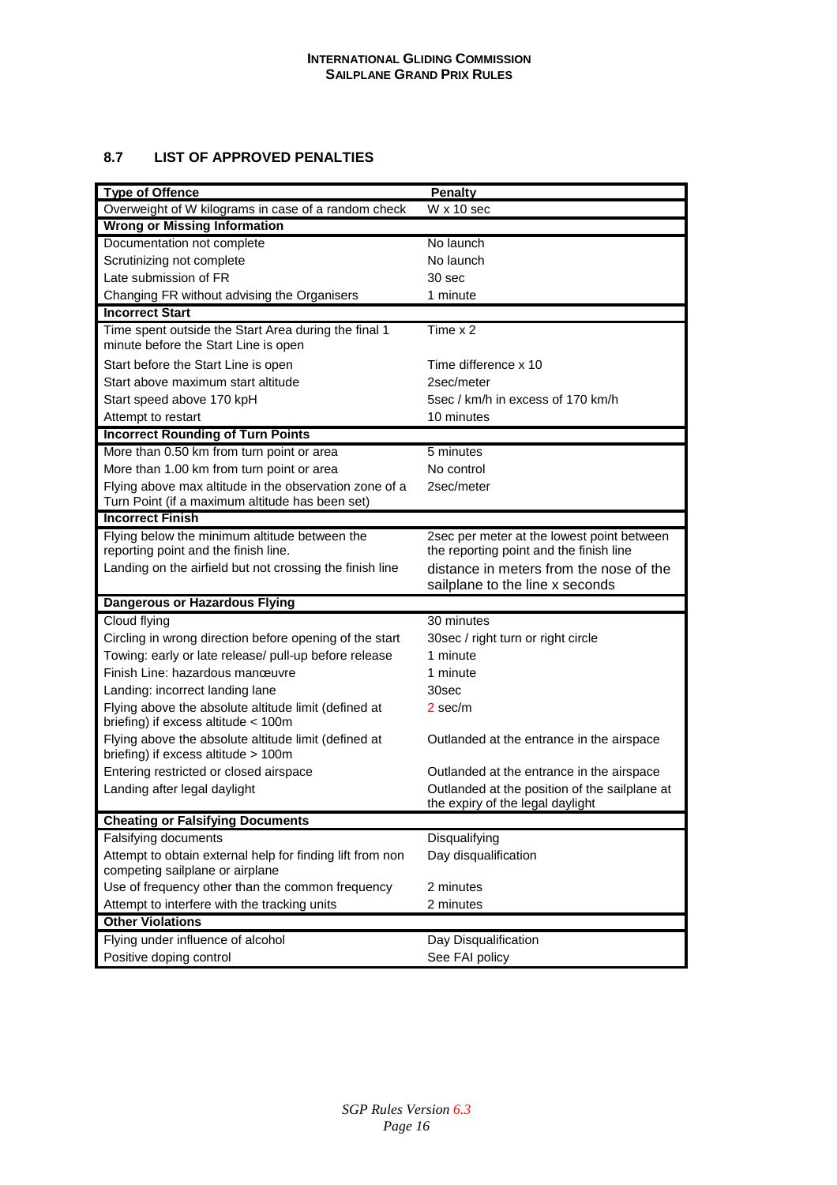## 8.7 LIST OF APPROVED PENALTIES

| Type of Offence | Penalty |
|---|---|
| Overweight of W kilograms in case of a random check | W x 10 sec |
| **Wrong or Missing Information** | |
| Documentation not complete | No launch |
| Scrutinizing not complete | No launch |
| Late submission of FR | 30 sec |
| Changing FR without advising the Organisers | 1 minute |
| **Incorrect Start** | |
| Time spent outside the Start Area during the final 1 minute before the Start Line is open | Time x 2 |
| Start before the Start Line is open | Time difference x 10 |
| Start above maximum start altitude | 2sec/meter |
| Start speed above 170 kpH | 5sec / km/h in excess of 170 km/h |
| Attempt to restart | 10 minutes |
| **Incorrect Rounding of Turn Points** | |
| More than 0.50 km from turn point or area | 5 minutes |
| More than 1.00 km from turn point or area | No control |
| Flying above max altitude in the observation zone of a Turn Point (if a maximum altitude has been set) | 2sec/meter |
| **Incorrect Finish** | |
| Flying below the minimum altitude between the reporting point and the finish line. | 2sec per meter at the lowest point between the reporting point and the finish line |
| Landing on the airfield but not crossing the finish line | distance in meters from the nose of the sailplane to the line x seconds |
| **Dangerous or Hazardous Flying** | |
| Cloud flying | 30 minutes |
| Circling in wrong direction before opening of the start | 30sec / right turn or right circle |
| Towing: early or late release/ pull-up before release | 1 minute |
| Finish Line: hazardous manœuvre | 1 minute |
| Landing: incorrect landing lane | 30sec |
| Flying above the absolute altitude limit (defined at briefing) if excess altitude < 100m | 2 sec/m |
| Flying above the absolute altitude limit (defined at briefing) if excess altitude > 100m | Outlanded at the entrance in the airspace |
| Entering restricted or closed airspace | Outlanded at the entrance in the airspace |
| Landing after legal daylight | Outlanded at the position of the sailplane at the expiry of the legal daylight |
| **Cheating or Falsifying Documents** | |
| Falsifying documents | Disqualifying |
| Attempt to obtain external help for finding lift from non competing sailplane or airplane | Day disqualification |
| Use of frequency other than the common frequency | 2 minutes |
| Attempt to interfere with the tracking units | 2 minutes |
| **Other Violations** | |
| Flying under influence of alcohol | Day Disqualification |
| Positive doping control | See FAI policy |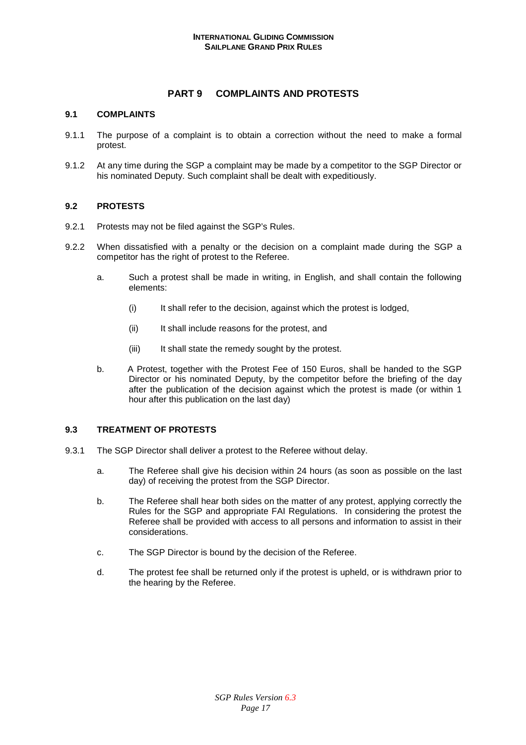# PART 9 COMPLAINTS AND PROTESTS

## 9.1 COMPLAINTS

9.1.1 The purpose of a complaint is to obtain a correction without the need to make a formal protest.

9.1.2 At any time during the SGP a complaint may be made by a competitor to the SGP Director or his nominated Deputy. Such complaint shall be dealt with expeditiously.

## 9.2 PROTESTS

9.2.1 Protests may not be filed against the SGP's Rules.

9.2.2 When dissatisfied with a penalty or the decision on a complaint made during the SGP a competitor has the right of protest to the Referee.

a. Such a protest shall be made in writing, in English, and shall contain the following elements:

   (i) It shall refer to the decision, against which the protest is lodged,

   (ii) It shall include reasons for the protest, and

   (iii) It shall state the remedy sought by the protest.

b. A Protest, together with the Protest Fee of 150 Euros, shall be handed to the SGP Director or his nominated Deputy, by the competitor before the briefing of the day after the publication of the decision against which the protest is made (or within 1 hour after this publication on the last day)

## 9.3 TREATMENT OF PROTESTS

9.3.1 The SGP Director shall deliver a protest to the Referee without delay.

a. The Referee shall give his decision within 24 hours (as soon as possible on the last day) of receiving the protest from the SGP Director.

b. The Referee shall hear both sides on the matter of any protest, applying correctly the Rules for the SGP and appropriate FAI Regulations. In considering the protest the Referee shall be provided with access to all persons and information to assist in their considerations.

c. The SGP Director is bound by the decision of the Referee.

d. The protest fee shall be returned only if the protest is upheld, or is withdrawn prior to the hearing by the Referee.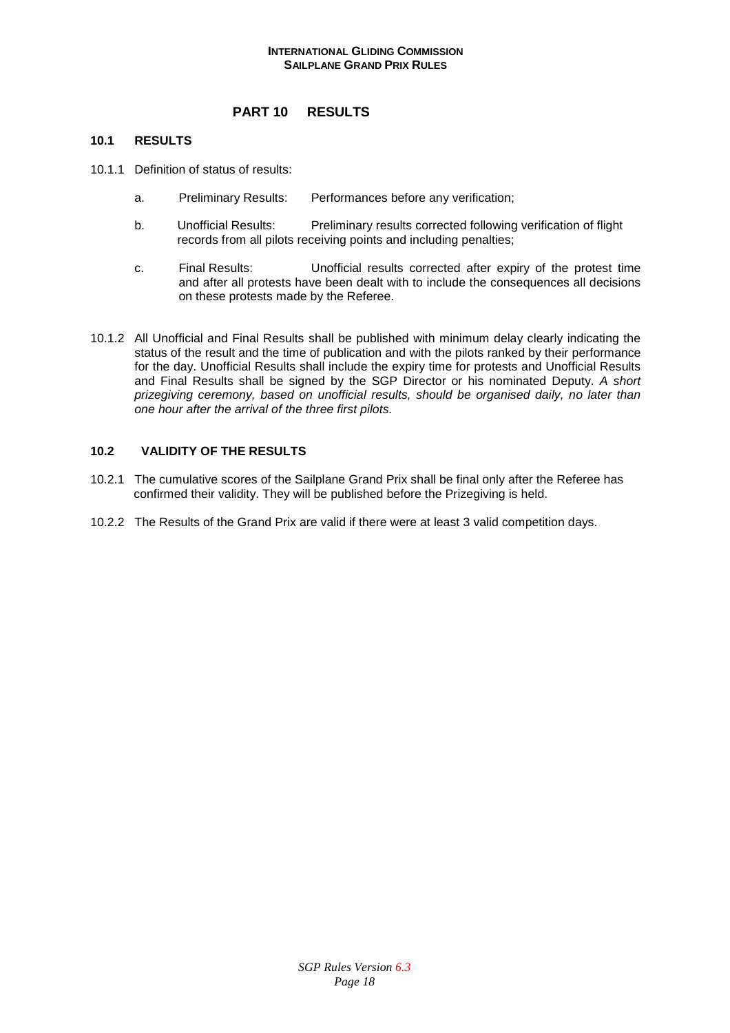# PART 10 RESULTS

## 10.1 RESULTS

10.1.1 Definition of status of results:

a. Preliminary Results: Performances before any verification;

b. Unofficial Results: Preliminary results corrected following verification of flight records from all pilots receiving points and including penalties;

c. Final Results: Unofficial results corrected after expiry of the protest time and after all protests have been dealt with to include the consequences all decisions on these protests made by the Referee.

10.1.2 All Unofficial and Final Results shall be published with minimum delay clearly indicating the status of the result and the time of publication and with the pilots ranked by their performance for the day. Unofficial Results shall include the expiry time for protests and Unofficial Results and Final Results shall be signed by the SGP Director or his nominated Deputy. *A short prizegiving ceremony, based on unofficial results, should be organised daily, no later than one hour after the arrival of the three first pilots.*

## 10.2 VALIDITY OF THE RESULTS

10.2.1 The cumulative scores of the Sailplane Grand Prix shall be final only after the Referee has confirmed their validity. They will be published before the Prizegiving is held.

10.2.2 The Results of the Grand Prix are valid if there were at least 3 valid competition days.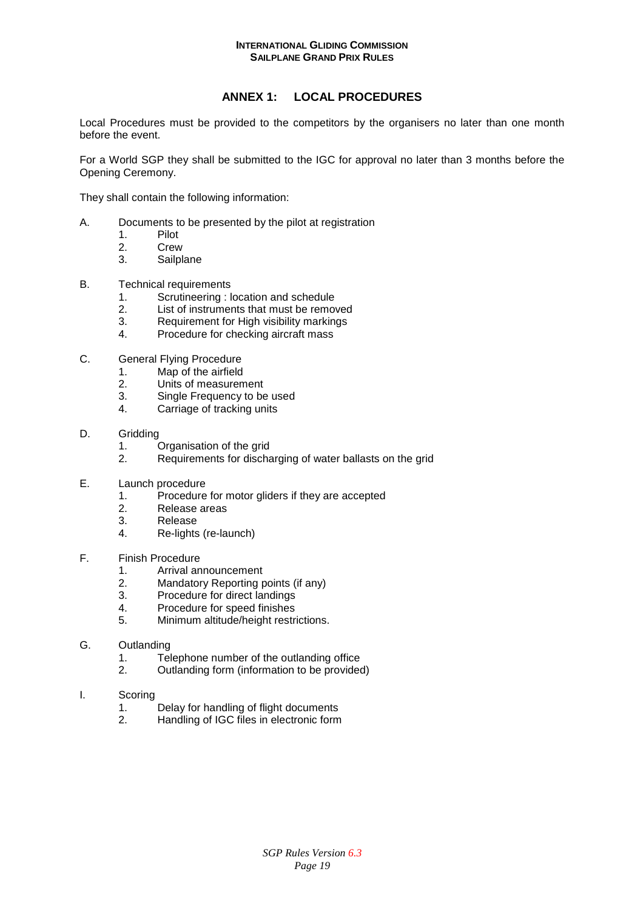## ANNEX 1: LOCAL PROCEDURES

Local Procedures must be provided to the competitors by the organisers no later than one month before the event.

For a World SGP they shall be submitted to the IGC for approval no later than 3 months before the Opening Ceremony.

They shall contain the following information:

A. Documents to be presented by the pilot at registration
   1. Pilot
   2. Crew
   3. Sailplane

B. Technical requirements
   1. Scrutineering : location and schedule
   2. List of instruments that must be removed
   3. Requirement for High visibility markings
   4. Procedure for checking aircraft mass

C. General Flying Procedure
   1. Map of the airfield
   2. Units of measurement
   3. Single Frequency to be used
   4. Carriage of tracking units

D. Gridding
   1. Organisation of the grid
   2. Requirements for discharging of water ballasts on the grid

E. Launch procedure
   1. Procedure for motor gliders if they are accepted
   2. Release areas
   3. Release
   4. Re-lights (re-launch)

F. Finish Procedure
   1. Arrival announcement
   2. Mandatory Reporting points (if any)
   3. Procedure for direct landings
   4. Procedure for speed finishes
   5. Minimum altitude/height restrictions.

G. Outlanding
   1. Telephone number of the outlanding office
   2. Outlanding form (information to be provided)

I. Scoring
   1. Delay for handling of flight documents
   2. Handling of IGC files in electronic form